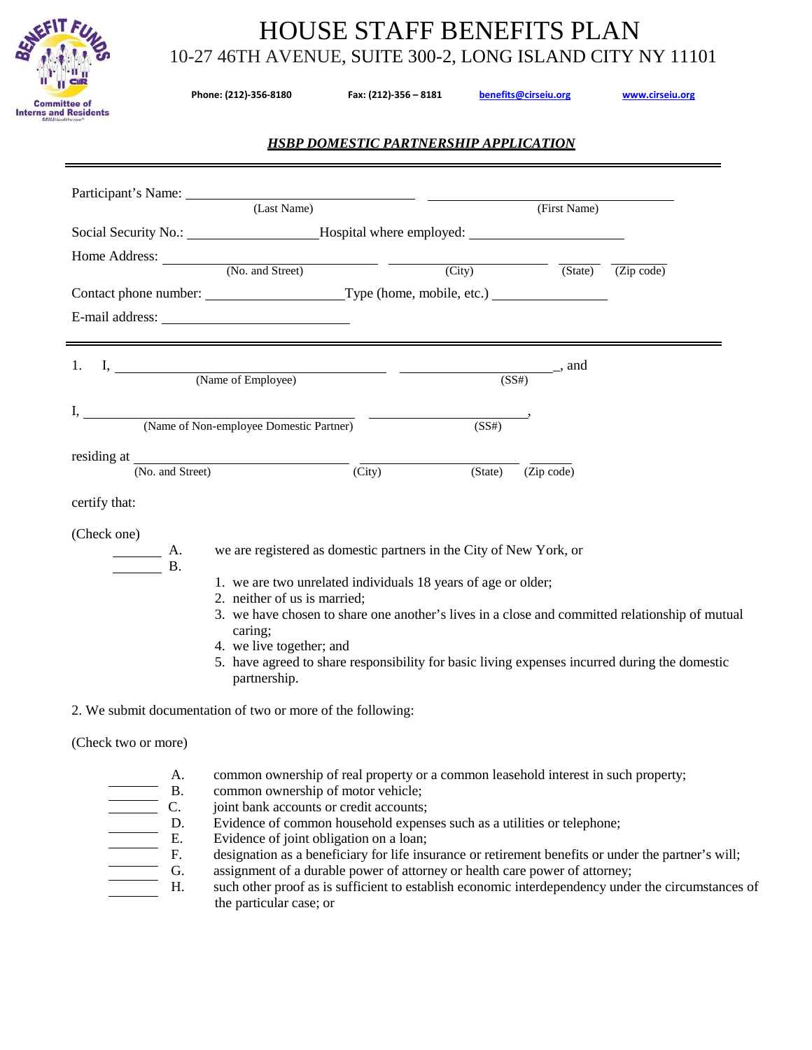# HOUSE STAFF BENEFITS PLAN

10-27 46TH AVENUE, SUITE 300-2, LONG ISLAND CITY NY 11101

**Phone: (212)-356-8180** **Fax: (212)-356 – 8181** **benefits@cirseiu.org** **www.cirseiu.org**

## *HSBP DOMESTIC PARTNERSHIP APPLICATION*

---

Participant's Name: ______________________________ ______________________________
(Last Name) (First Name)

Social Security No.: ____________________ Hospital where employed: ______________________

Home Address: ____________________ ____________________ ________ ________
(No. and Street) (City) (State) (Zip code)

Contact phone number: ____________________ Type (home, mobile, etc.) ________________

E-mail address: ____________________________

---

1. I, ______________________________ ____________________, and
(Name of Employee) (SS#)

I, ______________________________ ____________________,
(Name of Non-employee Domestic Partner) (SS#)

residing at ____________________ ____________________ ________ ________
(No. and Street) (City) (State) (Zip code)

certify that:

(Check one)

_______ A. we are registered as domestic partners in the City of New York, or

_______ B.

1. we are two unrelated individuals 18 years of age or older;
2. neither of us is married;
3. we have chosen to share one another's lives in a close and committed relationship of mutual caring;
4. we live together; and
5. have agreed to share responsibility for basic living expenses incurred during the domestic partnership.

2. We submit documentation of two or more of the following:

(Check two or more)

_______ A. common ownership of real property or a common leasehold interest in such property;

_______ B. common ownership of motor vehicle;

_______ C. joint bank accounts or credit accounts;

_______ D. Evidence of common household expenses such as a utilities or telephone;

_______ E. Evidence of joint obligation on a loan;

_______ F. designation as a beneficiary for life insurance or retirement benefits or under the partner's will;

_______ G. assignment of a durable power of attorney or health care power of attorney;

_______ H. such other proof as is sufficient to establish economic interdependency under the circumstances of the particular case; or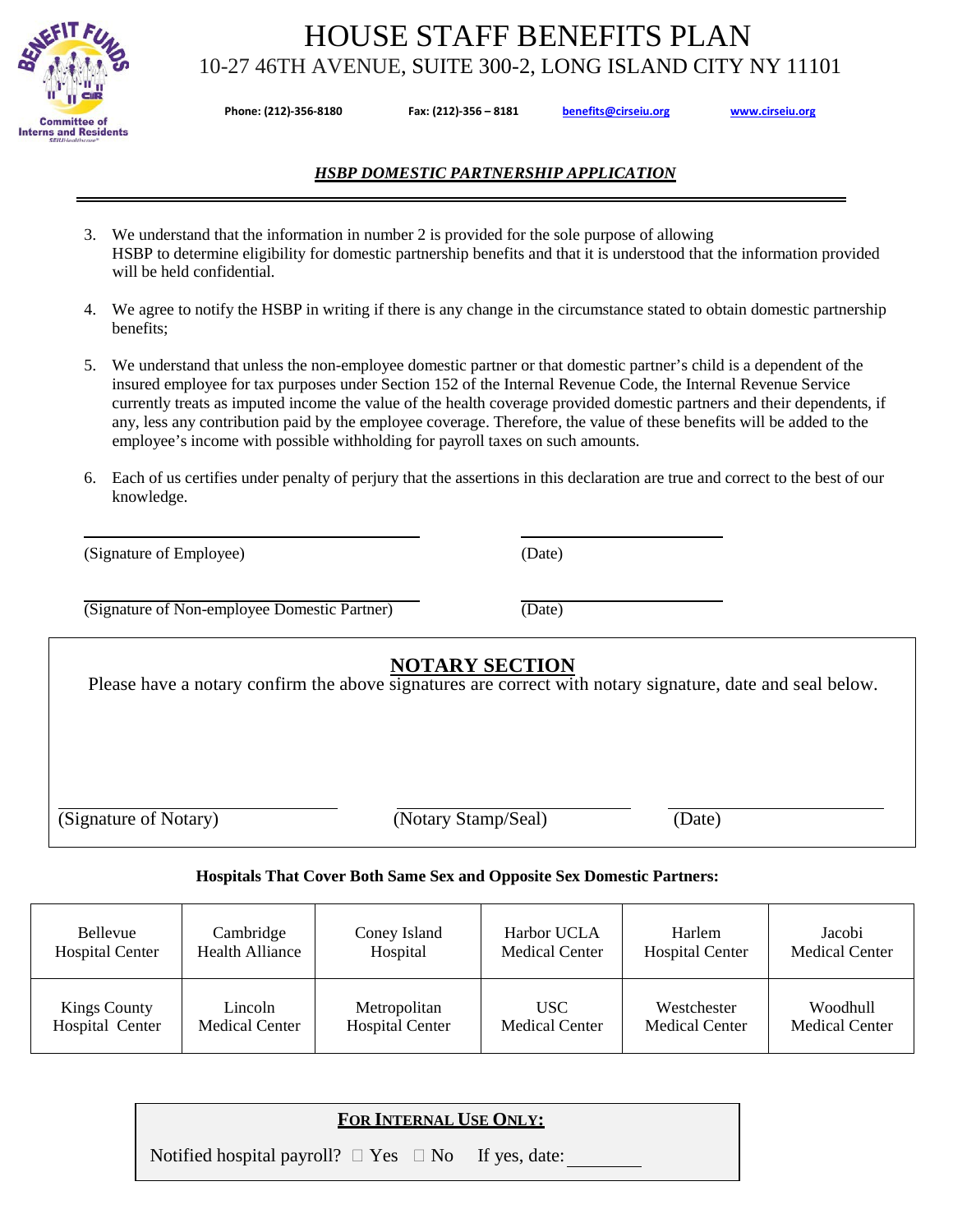# HOUSE STAFF BENEFITS PLAN

10-27 46TH AVENUE, SUITE 300-2, LONG ISLAND CITY NY 11101

**Phone: (212)-356-8180** **Fax: (212)-356 – 8181** benefits@cirseiu.org www.cirseiu.org

***HSBP DOMESTIC PARTNERSHIP APPLICATION***

3. We understand that the information in number 2 is provided for the sole purpose of allowing HSBP to determine eligibility for domestic partnership benefits and that it is understood that the information provided will be held confidential.

4. We agree to notify the HSBP in writing if there is any change in the circumstance stated to obtain domestic partnership benefits;

5. We understand that unless the non-employee domestic partner or that domestic partner's child is a dependent of the insured employee for tax purposes under Section 152 of the Internal Revenue Code, the Internal Revenue Service currently treats as imputed income the value of the health coverage provided domestic partners and their dependents, if any, less any contribution paid by the employee coverage. Therefore, the value of these benefits will be added to the employee's income with possible withholding for payroll taxes on such amounts.

6. Each of us certifies under penalty of perjury that the assertions in this declaration are true and correct to the best of our knowledge.

______________________________ ______________________

(Signature of Employee) (Date)

______________________________ ______________________

(Signature of Non-employee Domestic Partner) (Date)

## NOTARY SECTION

Please have a notary confirm the above signatures are correct with notary signature, date and seal below.

______________________ ______________________ ______________________

(Signature of Notary) (Notary Stamp/Seal) (Date)

**Hospitals That Cover Both Same Sex and Opposite Sex Domestic Partners:**

| | | | | | |
|---|---|---|---|---|---|
| Bellevue Hospital Center | Cambridge Health Alliance | Coney Island Hospital | Harbor UCLA Medical Center | Harlem Hospital Center | Jacobi Medical Center |
| Kings County Hospital Center | Lincoln Medical Center | Metropolitan Hospital Center | USC Medical Center | Westchester Medical Center | Woodhull Medical Center |

**FOR INTERNAL USE ONLY:**

Notified hospital payroll? ☐ Yes ☐ No If yes, date: ________